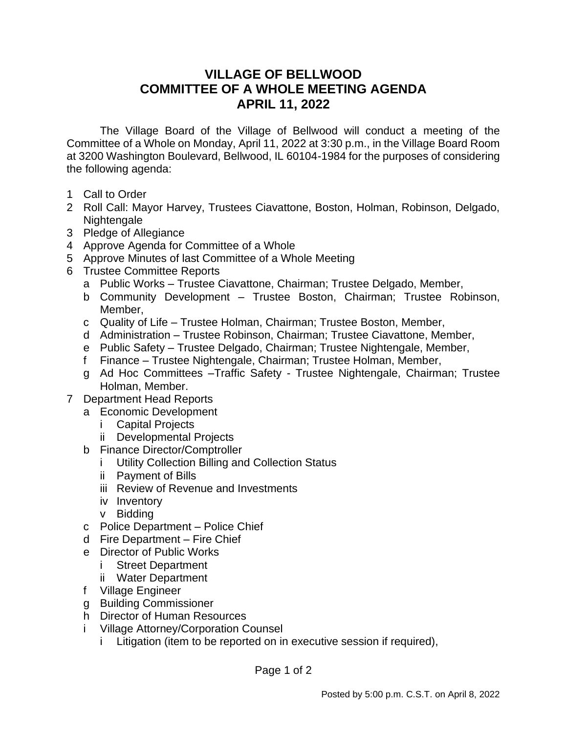# VILLAGE OF BELLWOOD
# COMMITTEE OF A WHOLE MEETING AGENDA
# APRIL 11, 2022

The Village Board of the Village of Bellwood will conduct a meeting of the Committee of a Whole on Monday, April 11, 2022 at 3:30 p.m., in the Village Board Room at 3200 Washington Boulevard, Bellwood, IL 60104-1984 for the purposes of considering the following agenda:

1. Call to Order
2. Roll Call: Mayor Harvey, Trustees Ciavattone, Boston, Holman, Robinson, Delgado, Nightengale
3. Pledge of Allegiance
4. Approve Agenda for Committee of a Whole
5. Approve Minutes of last Committee of a Whole Meeting
6. Trustee Committee Reports
   - a. Public Works – Trustee Ciavattone, Chairman; Trustee Delgado, Member,
   - b. Community Development – Trustee Boston, Chairman; Trustee Robinson, Member,
   - c. Quality of Life – Trustee Holman, Chairman; Trustee Boston, Member,
   - d. Administration – Trustee Robinson, Chairman; Trustee Ciavattone, Member,
   - e. Public Safety – Trustee Delgado, Chairman; Trustee Nightengale, Member,
   - f. Finance – Trustee Nightengale, Chairman; Trustee Holman, Member,
   - g. Ad Hoc Committees –Traffic Safety - Trustee Nightengale, Chairman; Trustee Holman, Member.
7. Department Head Reports
   - a. Economic Development
     - i. Capital Projects
     - ii. Developmental Projects
   - b. Finance Director/Comptroller
     - i. Utility Collection Billing and Collection Status
     - ii. Payment of Bills
     - iii. Review of Revenue and Investments
     - iv. Inventory
     - v. Bidding
   - c. Police Department – Police Chief
   - d. Fire Department – Fire Chief
   - e. Director of Public Works
     - i. Street Department
     - ii. Water Department
   - f. Village Engineer
   - g. Building Commissioner
   - h. Director of Human Resources
   - i. Village Attorney/Corporation Counsel
     - i. Litigation (item to be reported on in executive session if required),

Posted by 5:00 p.m. C.S.T. on April 8, 2022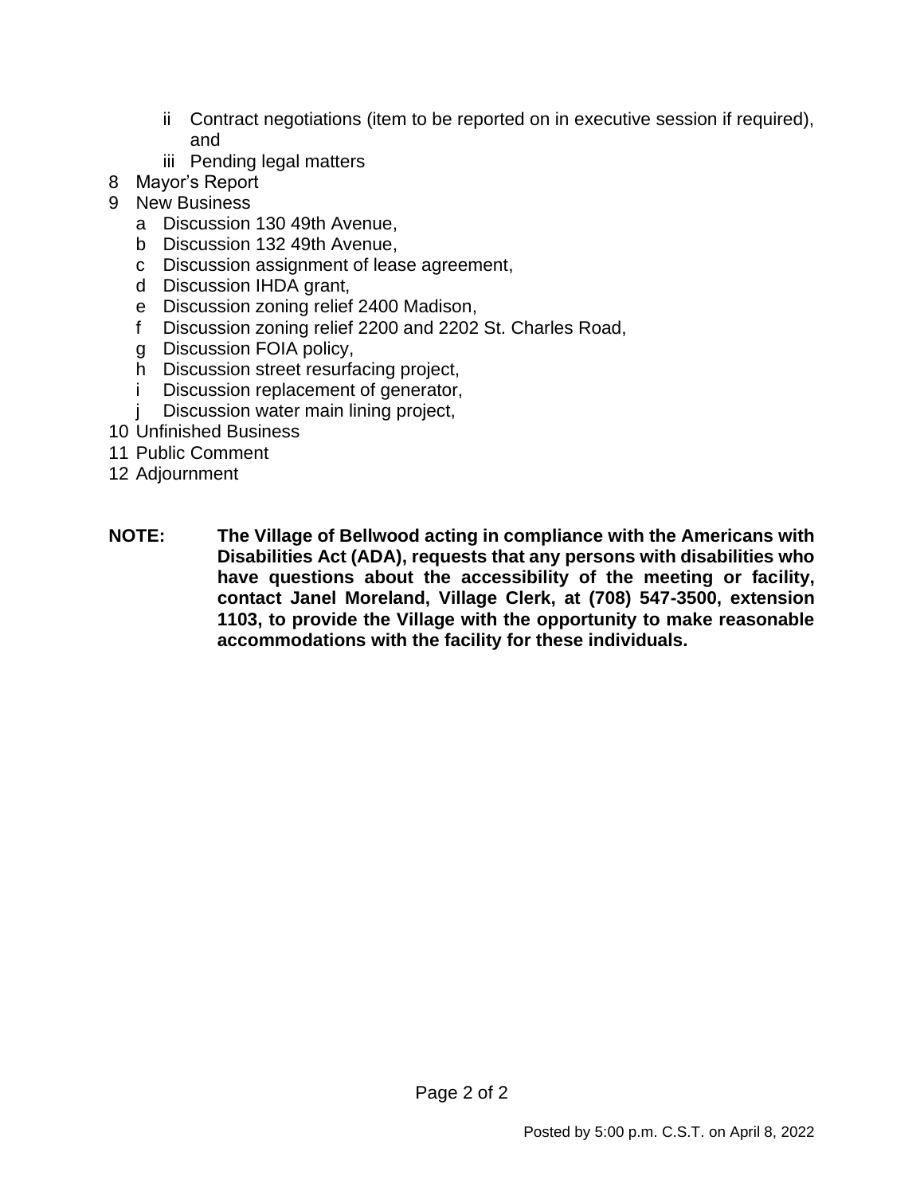ii Contract negotiations (item to be reported on in executive session if required), and
   iii Pending legal matters

8 Mayor's Report
9 New Business
   a Discussion 130 49th Avenue,
   b Discussion 132 49th Avenue,
   c Discussion assignment of lease agreement,
   d Discussion IHDA grant,
   e Discussion zoning relief 2400 Madison,
   f Discussion zoning relief 2200 and 2202 St. Charles Road,
   g Discussion FOIA policy,
   h Discussion street resurfacing project,
   i Discussion replacement of generator,
   j Discussion water main lining project,
10 Unfinished Business
11 Public Comment
12 Adjournment

**NOTE: The Village of Bellwood acting in compliance with the Americans with Disabilities Act (ADA), requests that any persons with disabilities who have questions about the accessibility of the meeting or facility, contact Janel Moreland, Village Clerk, at (708) 547-3500, extension 1103, to provide the Village with the opportunity to make reasonable accommodations with the facility for these individuals.**

Posted by 5:00 p.m. C.S.T. on April 8, 2022